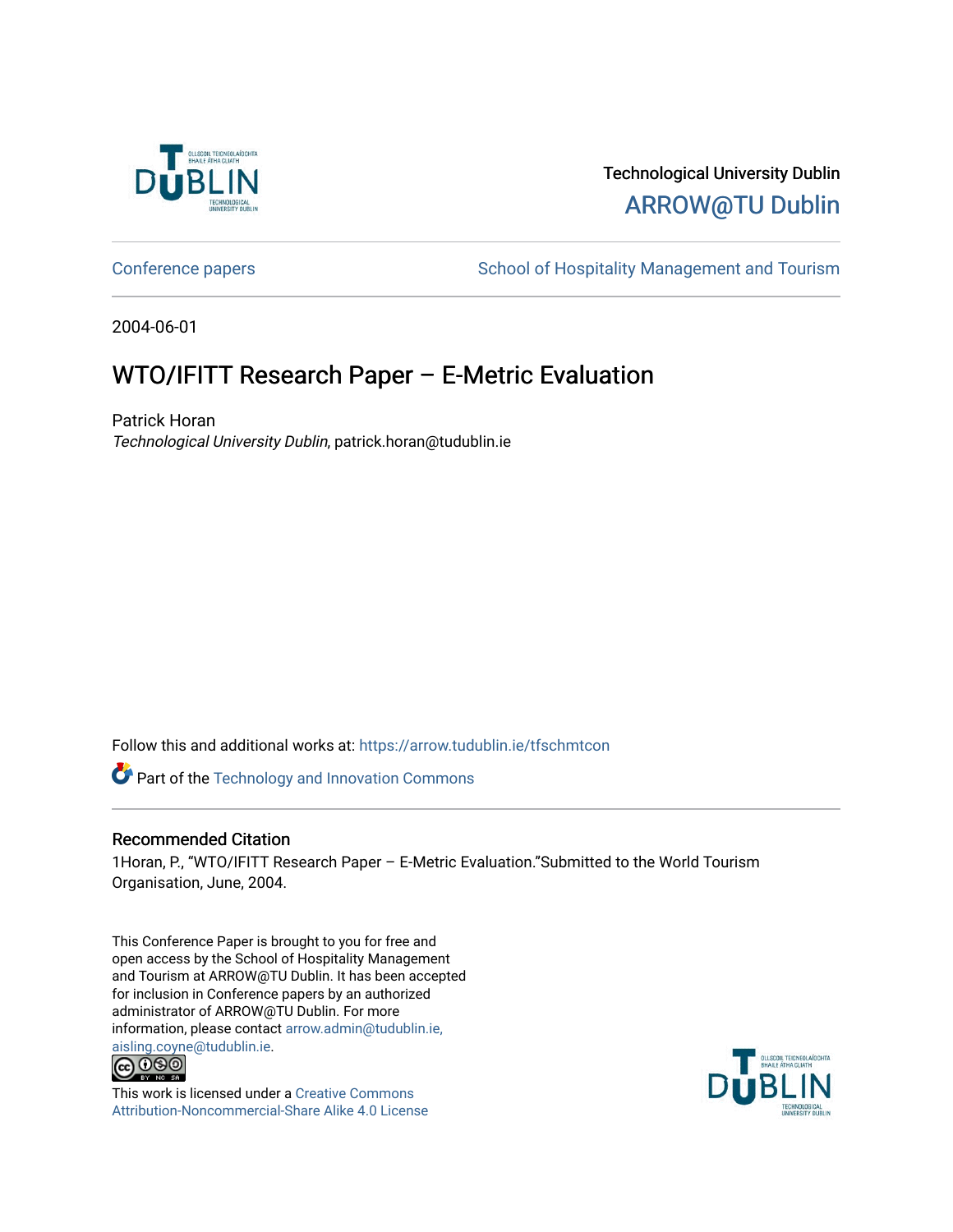Technological University Dublin

ARROW@TU Dublin

Conference papers | School of Hospitality Management and Tourism

2004-06-01

# WTO/IFITT Research Paper – E-Metric Evaluation

Patrick Horan

*Technological University Dublin*, patrick.horan@tudublin.ie

Follow this and additional works at: https://arrow.tudublin.ie/tfschmtcon

Part of the Technology and Innovation Commons

## Recommended Citation

1Horan, P., "WTO/IFITT Research Paper – E-Metric Evaluation."Submitted to the World Tourism Organisation, June, 2004.

This Conference Paper is brought to you for free and open access by the School of Hospitality Management and Tourism at ARROW@TU Dublin. It has been accepted for inclusion in Conference papers by an authorized administrator of ARROW@TU Dublin. For more information, please contact arrow.admin@tudublin.ie, aisling.coyne@tudublin.ie.

This work is licensed under a Creative Commons Attribution-Noncommercial-Share Alike 4.0 License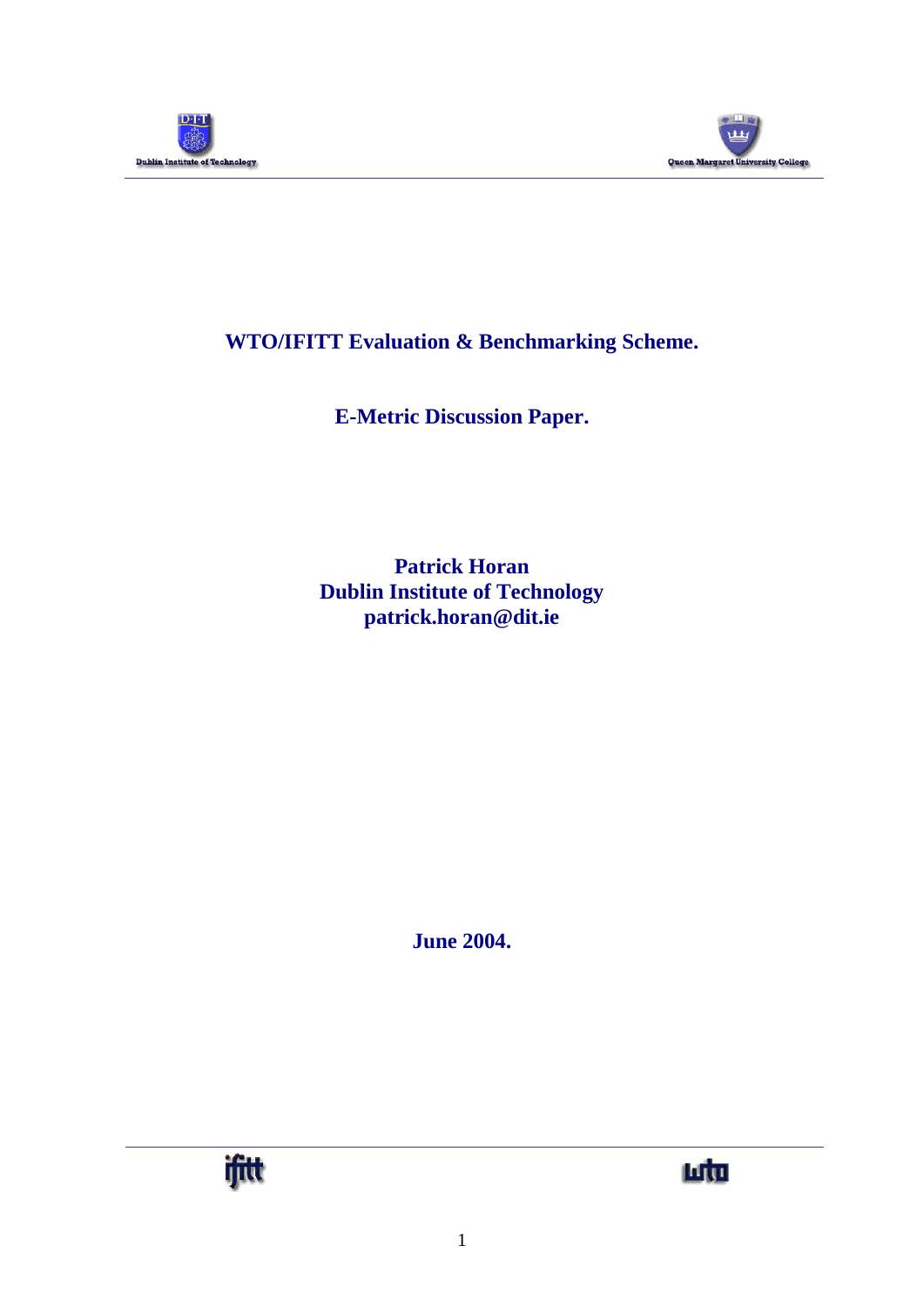# WTO/IFITT Evaluation & Benchmarking Scheme.

## E-Metric Discussion Paper.

**Patrick Horan**
**Dublin Institute of Technology**
**patrick.horan@dit.ie**

**June 2004.**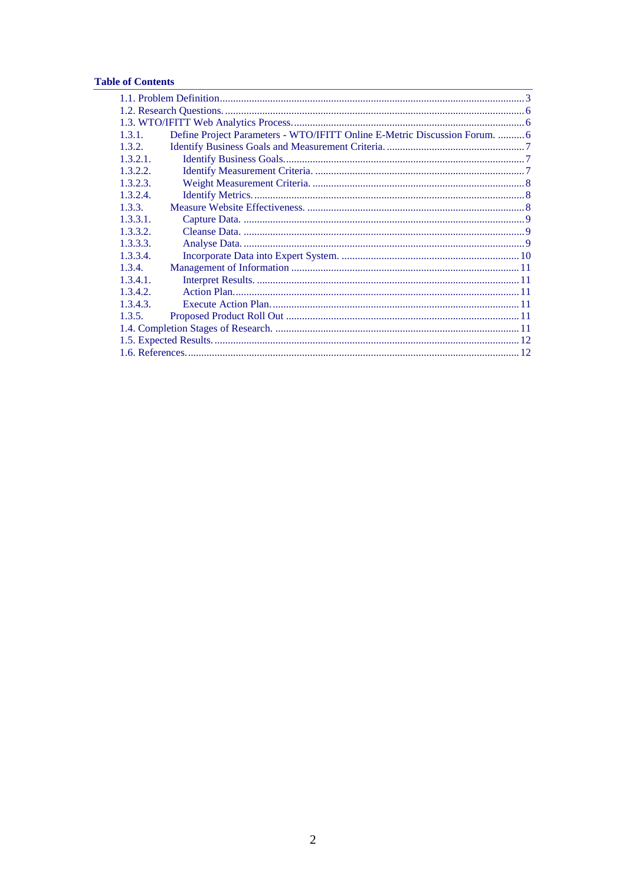**Table of Contents**

1.1. Problem Definition ........ 3
1.2. Research Questions. ........ 6
1.3. WTO/IFITT Web Analytics Process. ........ 6
1.3.1. Define Project Parameters - WTO/IFITT Online E-Metric Discussion Forum. ........ 6
1.3.2. Identify Business Goals and Measurement Criteria. ........ 7
1.3.2.1. Identify Business Goals. ........ 7
1.3.2.2. Identify Measurement Criteria. ........ 7
1.3.2.3. Weight Measurement Criteria. ........ 8
1.3.2.4. Identify Metrics. ........ 8
1.3.3. Measure Website Effectiveness. ........ 8
1.3.3.1. Capture Data. ........ 9
1.3.3.2. Cleanse Data. ........ 9
1.3.3.3. Analyse Data. ........ 9
1.3.3.4. Incorporate Data into Expert System. ........ 10
1.3.4. Management of Information ........ 11
1.3.4.1. Interpret Results. ........ 11
1.3.4.2. Action Plan. ........ 11
1.3.4.3. Execute Action Plan. ........ 11
1.3.5. Proposed Product Roll Out ........ 11
1.4. Completion Stages of Research. ........ 11
1.5. Expected Results. ........ 12
1.6. References. ........ 12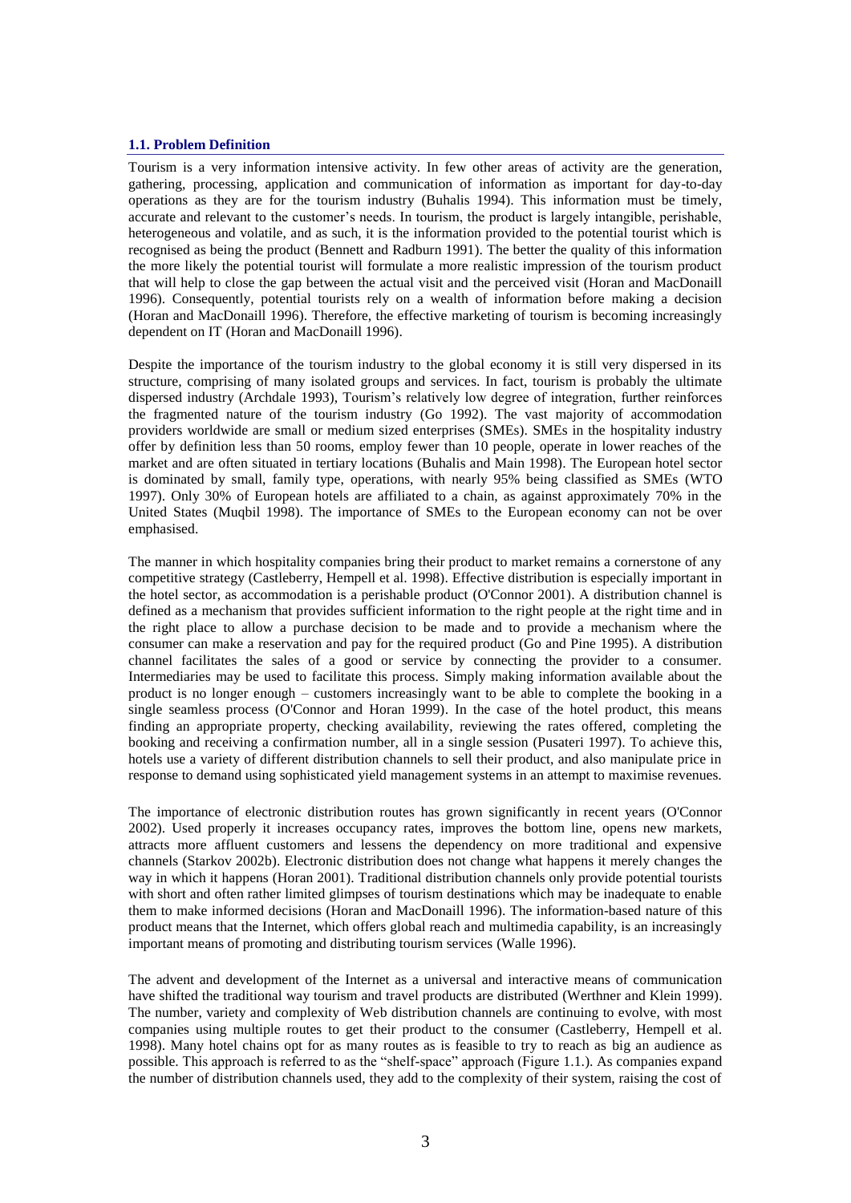### 1.1. Problem Definition

Tourism is a very information intensive activity. In few other areas of activity are the generation, gathering, processing, application and communication of information as important for day-to-day operations as they are for the tourism industry (Buhalis 1994). This information must be timely, accurate and relevant to the customer's needs. In tourism, the product is largely intangible, perishable, heterogeneous and volatile, and as such, it is the information provided to the potential tourist which is recognised as being the product (Bennett and Radburn 1991). The better the quality of this information the more likely the potential tourist will formulate a more realistic impression of the tourism product that will help to close the gap between the actual visit and the perceived visit (Horan and MacDonaill 1996). Consequently, potential tourists rely on a wealth of information before making a decision (Horan and MacDonaill 1996). Therefore, the effective marketing of tourism is becoming increasingly dependent on IT (Horan and MacDonaill 1996).

Despite the importance of the tourism industry to the global economy it is still very dispersed in its structure, comprising of many isolated groups and services. In fact, tourism is probably the ultimate dispersed industry (Archdale 1993), Tourism's relatively low degree of integration, further reinforces the fragmented nature of the tourism industry (Go 1992). The vast majority of accommodation providers worldwide are small or medium sized enterprises (SMEs). SMEs in the hospitality industry offer by definition less than 50 rooms, employ fewer than 10 people, operate in lower reaches of the market and are often situated in tertiary locations (Buhalis and Main 1998). The European hotel sector is dominated by small, family type, operations, with nearly 95% being classified as SMEs (WTO 1997). Only 30% of European hotels are affiliated to a chain, as against approximately 70% in the United States (Muqbil 1998). The importance of SMEs to the European economy can not be over emphasised.

The manner in which hospitality companies bring their product to market remains a cornerstone of any competitive strategy (Castleberry, Hempell et al. 1998). Effective distribution is especially important in the hotel sector, as accommodation is a perishable product (O'Connor 2001). A distribution channel is defined as a mechanism that provides sufficient information to the right people at the right time and in the right place to allow a purchase decision to be made and to provide a mechanism where the consumer can make a reservation and pay for the required product (Go and Pine 1995). A distribution channel facilitates the sales of a good or service by connecting the provider to a consumer. Intermediaries may be used to facilitate this process. Simply making information available about the product is no longer enough – customers increasingly want to be able to complete the booking in a single seamless process (O'Connor and Horan 1999). In the case of the hotel product, this means finding an appropriate property, checking availability, reviewing the rates offered, completing the booking and receiving a confirmation number, all in a single session (Pusateri 1997). To achieve this, hotels use a variety of different distribution channels to sell their product, and also manipulate price in response to demand using sophisticated yield management systems in an attempt to maximise revenues.

The importance of electronic distribution routes has grown significantly in recent years (O'Connor 2002). Used properly it increases occupancy rates, improves the bottom line, opens new markets, attracts more affluent customers and lessens the dependency on more traditional and expensive channels (Starkov 2002b). Electronic distribution does not change what happens it merely changes the way in which it happens (Horan 2001). Traditional distribution channels only provide potential tourists with short and often rather limited glimpses of tourism destinations which may be inadequate to enable them to make informed decisions (Horan and MacDonaill 1996). The information-based nature of this product means that the Internet, which offers global reach and multimedia capability, is an increasingly important means of promoting and distributing tourism services (Walle 1996).

The advent and development of the Internet as a universal and interactive means of communication have shifted the traditional way tourism and travel products are distributed (Werthner and Klein 1999). The number, variety and complexity of Web distribution channels are continuing to evolve, with most companies using multiple routes to get their product to the consumer (Castleberry, Hempell et al. 1998). Many hotel chains opt for as many routes as is feasible to try to reach as big an audience as possible. This approach is referred to as the "shelf-space" approach (Figure 1.1.). As companies expand the number of distribution channels used, they add to the complexity of their system, raising the cost of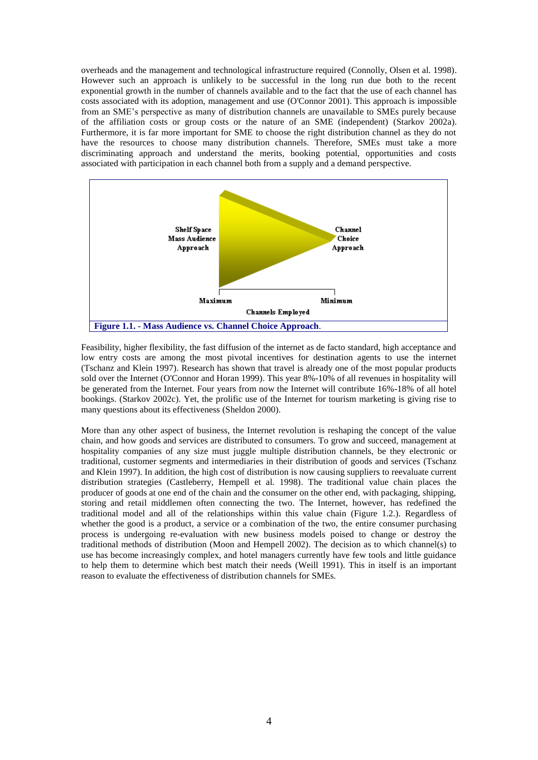overheads and the management and technological infrastructure required (Connolly, Olsen et al. 1998). However such an approach is unlikely to be successful in the long run due both to the recent exponential growth in the number of channels available and to the fact that the use of each channel has costs associated with its adoption, management and use (O'Connor 2001). This approach is impossible from an SME's perspective as many of distribution channels are unavailable to SMEs purely because of the affiliation costs or group costs or the nature of an SME (independent) (Starkov 2002a). Furthermore, it is far more important for SME to choose the right distribution channel as they do not have the resources to choose many distribution channels. Therefore, SMEs must take a more discriminating approach and understand the merits, booking potential, opportunities and costs associated with participation in each channel both from a supply and a demand perspective.

Shelf Space Mass Audience Approach

Channel Choice Approach

Maximum

Minimum

Channels Employed

**Figure 1.1. - Mass Audience vs. Channel Choice Approach**.

Feasibility, higher flexibility, the fast diffusion of the internet as de facto standard, high acceptance and low entry costs are among the most pivotal incentives for destination agents to use the internet (Tschanz and Klein 1997). Research has shown that travel is already one of the most popular products sold over the Internet (O'Connor and Horan 1999). This year 8%-10% of all revenues in hospitality will be generated from the Internet. Four years from now the Internet will contribute 16%-18% of all hotel bookings. (Starkov 2002c). Yet, the prolific use of the Internet for tourism marketing is giving rise to many questions about its effectiveness (Sheldon 2000).

More than any other aspect of business, the Internet revolution is reshaping the concept of the value chain, and how goods and services are distributed to consumers. To grow and succeed, management at hospitality companies of any size must juggle multiple distribution channels, be they electronic or traditional, customer segments and intermediaries in their distribution of goods and services (Tschanz and Klein 1997). In addition, the high cost of distribution is now causing suppliers to reevaluate current distribution strategies (Castleberry, Hempell et al. 1998). The traditional value chain places the producer of goods at one end of the chain and the consumer on the other end, with packaging, shipping, storing and retail middlemen often connecting the two. The Internet, however, has redefined the traditional model and all of the relationships within this value chain (Figure 1.2.). Regardless of whether the good is a product, a service or a combination of the two, the entire consumer purchasing process is undergoing re-evaluation with new business models poised to change or destroy the traditional methods of distribution (Moon and Hempell 2002). The decision as to which channel(s) to use has become increasingly complex, and hotel managers currently have few tools and little guidance to help them to determine which best match their needs (Weill 1991). This in itself is an important reason to evaluate the effectiveness of distribution channels for SMEs.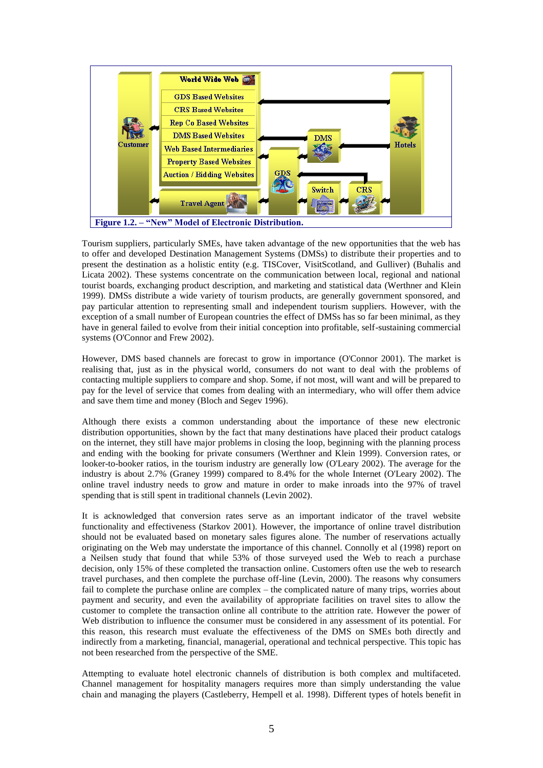Figure 1.2. – "New" Model of Electronic Distribution.

Tourism suppliers, particularly SMEs, have taken advantage of the new opportunities that the web has to offer and developed Destination Management Systems (DMSs) to distribute their properties and to present the destination as a holistic entity (e.g. TISCover, VisitScotland, and Gulliver) (Buhalis and Licata 2002). These systems concentrate on the communication between local, regional and national tourist boards, exchanging product description, and marketing and statistical data (Werthner and Klein 1999). DMSs distribute a wide variety of tourism products, are generally government sponsored, and pay particular attention to representing small and independent tourism suppliers. However, with the exception of a small number of European countries the effect of DMSs has so far been minimal, as they have in general failed to evolve from their initial conception into profitable, self-sustaining commercial systems (O'Connor and Frew 2002).

However, DMS based channels are forecast to grow in importance (O'Connor 2001). The market is realising that, just as in the physical world, consumers do not want to deal with the problems of contacting multiple suppliers to compare and shop. Some, if not most, will want and will be prepared to pay for the level of service that comes from dealing with an intermediary, who will offer them advice and save them time and money (Bloch and Segev 1996).

Although there exists a common understanding about the importance of these new electronic distribution opportunities, shown by the fact that many destinations have placed their product catalogs on the internet, they still have major problems in closing the loop, beginning with the planning process and ending with the booking for private consumers (Werthner and Klein 1999). Conversion rates, or looker-to-booker ratios, in the tourism industry are generally low (O'Leary 2002). The average for the industry is about 2.7% (Graney 1999) compared to 8.4% for the whole Internet (O'Leary 2002). The online travel industry needs to grow and mature in order to make inroads into the 97% of travel spending that is still spent in traditional channels (Levin 2002).

It is acknowledged that conversion rates serve as an important indicator of the travel website functionality and effectiveness (Starkov 2001). However, the importance of online travel distribution should not be evaluated based on monetary sales figures alone. The number of reservations actually originating on the Web may understate the importance of this channel. Connolly et al (1998) report on a Neilsen study that found that while 53% of those surveyed used the Web to reach a purchase decision, only 15% of these completed the transaction online. Customers often use the web to research travel purchases, and then complete the purchase off-line (Levin, 2000). The reasons why consumers fail to complete the purchase online are complex – the complicated nature of many trips, worries about payment and security, and even the availability of appropriate facilities on travel sites to allow the customer to complete the transaction online all contribute to the attrition rate. However the power of Web distribution to influence the consumer must be considered in any assessment of its potential. For this reason, this research must evaluate the effectiveness of the DMS on SMEs both directly and indirectly from a marketing, financial, managerial, operational and technical perspective. This topic has not been researched from the perspective of the SME.

Attempting to evaluate hotel electronic channels of distribution is both complex and multifaceted. Channel management for hospitality managers requires more than simply understanding the value chain and managing the players (Castleberry, Hempell et al. 1998). Different types of hotels benefit in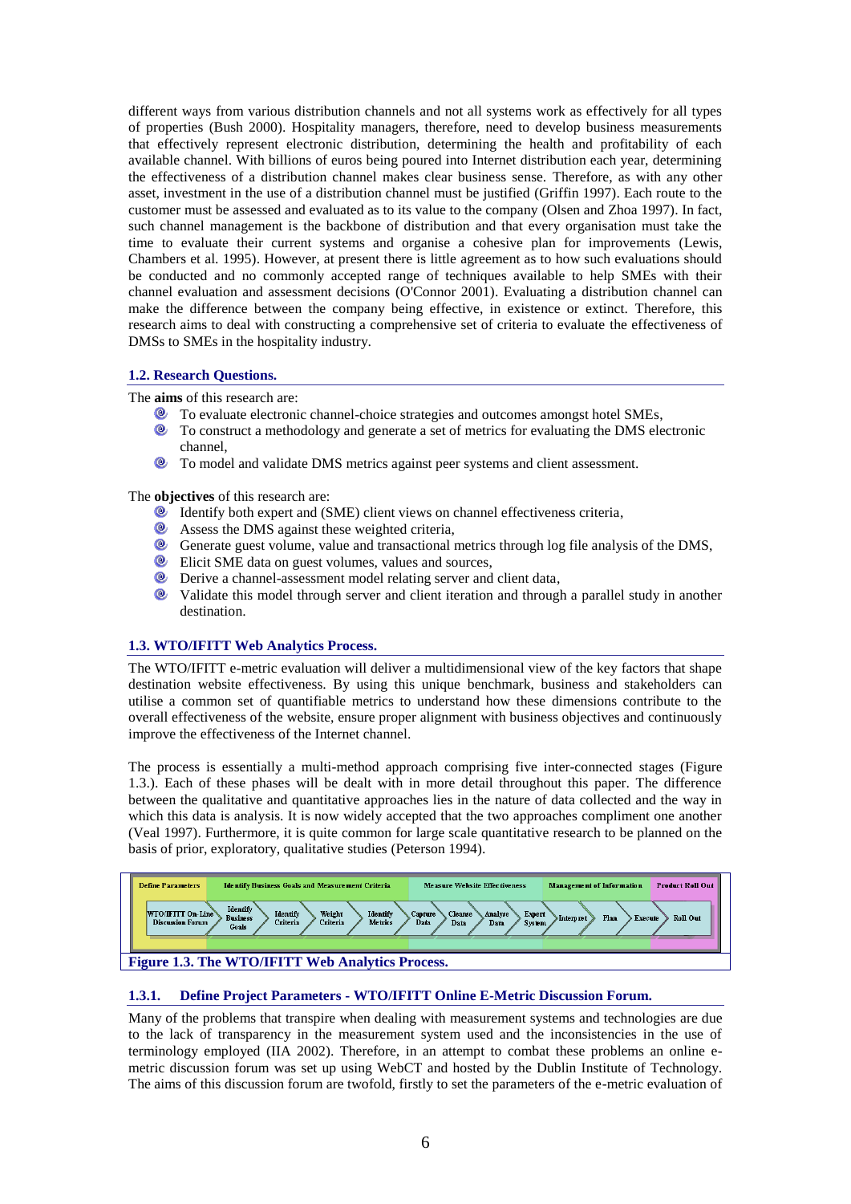different ways from various distribution channels and not all systems work as effectively for all types of properties (Bush 2000). Hospitality managers, therefore, need to develop business measurements that effectively represent electronic distribution, determining the health and profitability of each available channel. With billions of euros being poured into Internet distribution each year, determining the effectiveness of a distribution channel makes clear business sense. Therefore, as with any other asset, investment in the use of a distribution channel must be justified (Griffin 1997). Each route to the customer must be assessed and evaluated as to its value to the company (Olsen and Zhoa 1997). In fact, such channel management is the backbone of distribution and that every organisation must take the time to evaluate their current systems and organise a cohesive plan for improvements (Lewis, Chambers et al. 1995). However, at present there is little agreement as to how such evaluations should be conducted and no commonly accepted range of techniques available to help SMEs with their channel evaluation and assessment decisions (O'Connor 2001). Evaluating a distribution channel can make the difference between the company being effective, in existence or extinct. Therefore, this research aims to deal with constructing a comprehensive set of criteria to evaluate the effectiveness of DMSs to SMEs in the hospitality industry.

## 1.2. Research Questions.

The **aims** of this research are:

- To evaluate electronic channel-choice strategies and outcomes amongst hotel SMEs,
- To construct a methodology and generate a set of metrics for evaluating the DMS electronic channel,
- To model and validate DMS metrics against peer systems and client assessment.

The **objectives** of this research are:

- Identify both expert and (SME) client views on channel effectiveness criteria,
- Assess the DMS against these weighted criteria,
- Generate guest volume, value and transactional metrics through log file analysis of the DMS,
- Elicit SME data on guest volumes, values and sources,
- Derive a channel-assessment model relating server and client data,
- Validate this model through server and client iteration and through a parallel study in another destination.

## 1.3. WTO/IFITT Web Analytics Process.

The WTO/IFITT e-metric evaluation will deliver a multidimensional view of the key factors that shape destination website effectiveness. By using this unique benchmark, business and stakeholders can utilise a common set of quantifiable metrics to understand how these dimensions contribute to the overall effectiveness of the website, ensure proper alignment with business objectives and continuously improve the effectiveness of the Internet channel.

The process is essentially a multi-method approach comprising five inter-connected stages (Figure 1.3.). Each of these phases will be dealt with in more detail throughout this paper. The difference between the qualitative and quantitative approaches lies in the nature of data collected and the way in which this data is analysis. It is now widely accepted that the two approaches compliment one another (Veal 1997). Furthermore, it is quite common for large scale quantitative research to be planned on the basis of prior, exploratory, qualitative studies (Peterson 1994).

| Define Parameters | Identify Business Goals and Measurement Criteria | | | | Measure Website Effectiveness | | | | Management of Information | | | Product Roll Out |
|---|---|---|---|---|---|---|---|---|---|---|---|---|
| WTO/IFITT On-Line Discussion Forum | Identify Business Goals | Identify Criteria | Weight Criteria | Identify Metrics | Capture Data | Cleanse Data | Analyse Data | Expert System | Interpret | Plan | Execute | Roll Out |

**Figure 1.3. The WTO/IFITT Web Analytics Process.**

### 1.3.1. Define Project Parameters - WTO/IFITT Online E-Metric Discussion Forum.

Many of the problems that transpire when dealing with measurement systems and technologies are due to the lack of transparency in the measurement system used and the inconsistencies in the use of terminology employed (IIA 2002). Therefore, in an attempt to combat these problems an online e-metric discussion forum was set up using WebCT and hosted by the Dublin Institute of Technology. The aims of this discussion forum are twofold, firstly to set the parameters of the e-metric evaluation of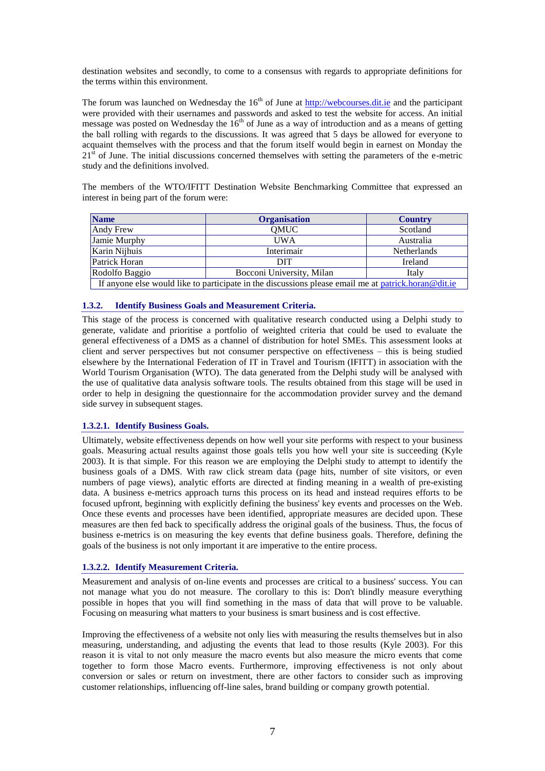destination websites and secondly, to come to a consensus with regards to appropriate definitions for the terms within this environment.

The forum was launched on Wednesday the 16th of June at http://webcourses.dit.ie and the participant were provided with their usernames and passwords and asked to test the website for access. An initial message was posted on Wednesday the 16th of June as a way of introduction and as a means of getting the ball rolling with regards to the discussions. It was agreed that 5 days be allowed for everyone to acquaint themselves with the process and that the forum itself would begin in earnest on Monday the 21st of June. The initial discussions concerned themselves with setting the parameters of the e-metric study and the definitions involved.

The members of the WTO/IFITT Destination Website Benchmarking Committee that expressed an interest in being part of the forum were:

| Name | Organisation | Country |
|---|---|---|
| Andy Frew | QMUC | Scotland |
| Jamie Murphy | UWA | Australia |
| Karin Nijhuis | Interimair | Netherlands |
| Patrick Horan | DIT | Ireland |
| Rodolfo Baggio | Bocconi University, Milan | Italy |
| If anyone else would like to participate in the discussions please email me at patrick.horan@dit.ie | | |

### 1.3.2. Identify Business Goals and Measurement Criteria.

This stage of the process is concerned with qualitative research conducted using a Delphi study to generate, validate and prioritise a portfolio of weighted criteria that could be used to evaluate the general effectiveness of a DMS as a channel of distribution for hotel SMEs. This assessment looks at client and server perspectives but not consumer perspective on effectiveness – this is being studied elsewhere by the International Federation of IT in Travel and Tourism (IFITT) in association with the World Tourism Organisation (WTO). The data generated from the Delphi study will be analysed with the use of qualitative data analysis software tools. The results obtained from this stage will be used in order to help in designing the questionnaire for the accommodation provider survey and the demand side survey in subsequent stages.

#### 1.3.2.1. Identify Business Goals.

Ultimately, website effectiveness depends on how well your site performs with respect to your business goals. Measuring actual results against those goals tells you how well your site is succeeding (Kyle 2003). It is that simple. For this reason we are employing the Delphi study to attempt to identify the business goals of a DMS. With raw click stream data (page hits, number of site visitors, or even numbers of page views), analytic efforts are directed at finding meaning in a wealth of pre-existing data. A business e-metrics approach turns this process on its head and instead requires efforts to be focused upfront, beginning with explicitly defining the business' key events and processes on the Web. Once these events and processes have been identified, appropriate measures are decided upon. These measures are then fed back to specifically address the original goals of the business. Thus, the focus of business e-metrics is on measuring the key events that define business goals. Therefore, defining the goals of the business is not only important it are imperative to the entire process.

#### 1.3.2.2. Identify Measurement Criteria.

Measurement and analysis of on-line events and processes are critical to a business' success. You can not manage what you do not measure. The corollary to this is: Don't blindly measure everything possible in hopes that you will find something in the mass of data that will prove to be valuable. Focusing on measuring what matters to your business is smart business and is cost effective.

Improving the effectiveness of a website not only lies with measuring the results themselves but in also measuring, understanding, and adjusting the events that lead to those results (Kyle 2003). For this reason it is vital to not only measure the macro events but also measure the micro events that come together to form those Macro events. Furthermore, improving effectiveness is not only about conversion or sales or return on investment, there are other factors to consider such as improving customer relationships, influencing off-line sales, brand building or company growth potential.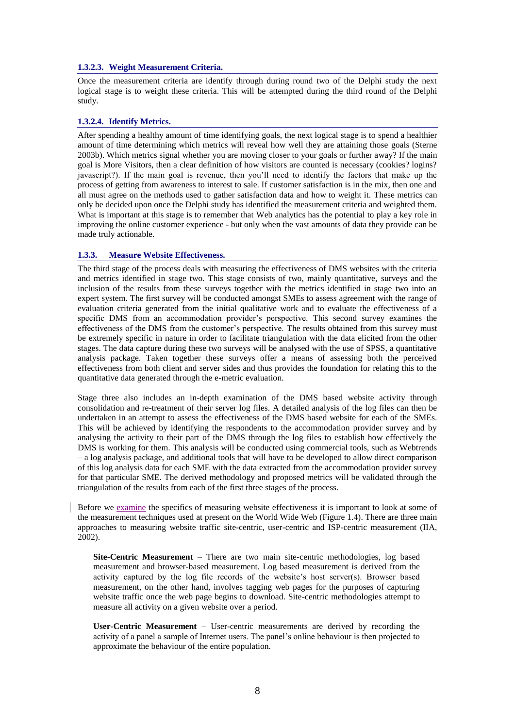#### 1.3.2.3. Weight Measurement Criteria.

Once the measurement criteria are identify through during round two of the Delphi study the next logical stage is to weight these criteria. This will be attempted during the third round of the Delphi study.

#### 1.3.2.4. Identify Metrics.

After spending a healthy amount of time identifying goals, the next logical stage is to spend a healthier amount of time determining which metrics will reveal how well they are attaining those goals (Sterne 2003b). Which metrics signal whether you are moving closer to your goals or further away? If the main goal is More Visitors, then a clear definition of how visitors are counted is necessary (cookies? logins? javascript?). If the main goal is revenue, then you'll need to identify the factors that make up the process of getting from awareness to interest to sale. If customer satisfaction is in the mix, then one and all must agree on the methods used to gather satisfaction data and how to weight it. These metrics can only be decided upon once the Delphi study has identified the measurement criteria and weighted them. What is important at this stage is to remember that Web analytics has the potential to play a key role in improving the online customer experience - but only when the vast amounts of data they provide can be made truly actionable.

### 1.3.3. Measure Website Effectiveness.

The third stage of the process deals with measuring the effectiveness of DMS websites with the criteria and metrics identified in stage two. This stage consists of two, mainly quantitative, surveys and the inclusion of the results from these surveys together with the metrics identified in stage two into an expert system. The first survey will be conducted amongst SMEs to assess agreement with the range of evaluation criteria generated from the initial qualitative work and to evaluate the effectiveness of a specific DMS from an accommodation provider's perspective. This second survey examines the effectiveness of the DMS from the customer's perspective. The results obtained from this survey must be extremely specific in nature in order to facilitate triangulation with the data elicited from the other stages. The data capture during these two surveys will be analysed with the use of SPSS, a quantitative analysis package. Taken together these surveys offer a means of assessing both the perceived effectiveness from both client and server sides and thus provides the foundation for relating this to the quantitative data generated through the e-metric evaluation.

Stage three also includes an in-depth examination of the DMS based website activity through consolidation and re-treatment of their server log files. A detailed analysis of the log files can then be undertaken in an attempt to assess the effectiveness of the DMS based website for each of the SMEs. This will be achieved by identifying the respondents to the accommodation provider survey and by analysing the activity to their part of the DMS through the log files to establish how effectively the DMS is working for them. This analysis will be conducted using commercial tools, such as Webtrends – a log analysis package, and additional tools that will have to be developed to allow direct comparison of this log analysis data for each SME with the data extracted from the accommodation provider survey for that particular SME. The derived methodology and proposed metrics will be validated through the triangulation of the results from each of the first three stages of the process.

Before we examine the specifics of measuring website effectiveness it is important to look at some of the measurement techniques used at present on the World Wide Web (Figure 1.4). There are three main approaches to measuring website traffic site-centric, user-centric and ISP-centric measurement (IIA, 2002).

> **Site-Centric Measurement** – There are two main site-centric methodologies, log based measurement and browser-based measurement. Log based measurement is derived from the activity captured by the log file records of the website's host server(s). Browser based measurement, on the other hand, involves tagging web pages for the purposes of capturing website traffic once the web page begins to download. Site-centric methodologies attempt to measure all activity on a given website over a period.
>
> **User-Centric Measurement** – User-centric measurements are derived by recording the activity of a panel a sample of Internet users. The panel's online behaviour is then projected to approximate the behaviour of the entire population.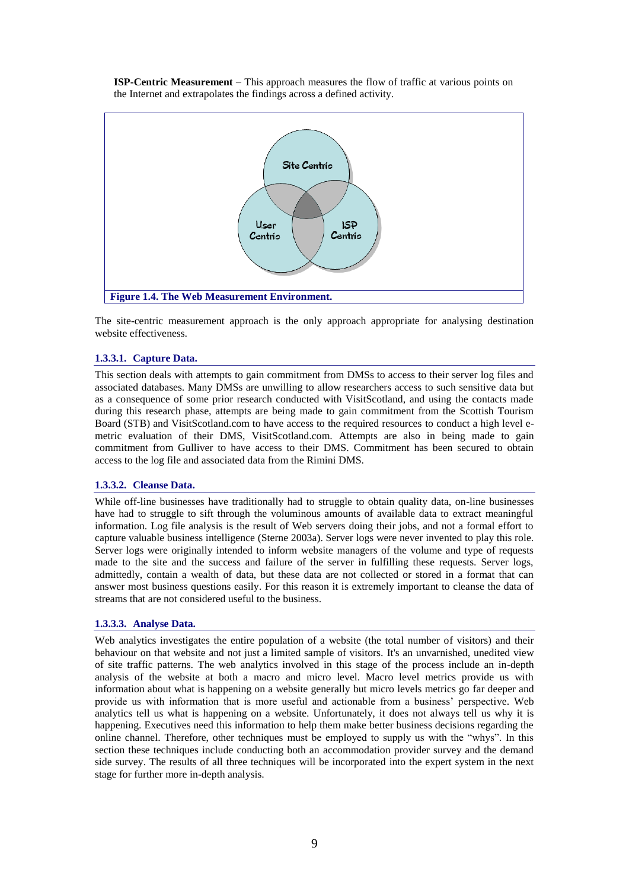**ISP-Centric Measurement** – This approach measures the flow of traffic at various points on the Internet and extrapolates the findings across a defined activity.

**Figure 1.4. The Web Measurement Environment.**

The site-centric measurement approach is the only approach appropriate for analysing destination website effectiveness.

#### 1.3.3.1. Capture Data.

This section deals with attempts to gain commitment from DMSs to access to their server log files and associated databases. Many DMSs are unwilling to allow researchers access to such sensitive data but as a consequence of some prior research conducted with VisitScotland, and using the contacts made during this research phase, attempts are being made to gain commitment from the Scottish Tourism Board (STB) and VisitScotland.com to have access to the required resources to conduct a high level e-metric evaluation of their DMS, VisitScotland.com. Attempts are also in being made to gain commitment from Gulliver to have access to their DMS. Commitment has been secured to obtain access to the log file and associated data from the Rimini DMS.

#### 1.3.3.2. Cleanse Data.

While off-line businesses have traditionally had to struggle to obtain quality data, on-line businesses have had to struggle to sift through the voluminous amounts of available data to extract meaningful information. Log file analysis is the result of Web servers doing their jobs, and not a formal effort to capture valuable business intelligence (Sterne 2003a). Server logs were never invented to play this role. Server logs were originally intended to inform website managers of the volume and type of requests made to the site and the success and failure of the server in fulfilling these requests. Server logs, admittedly, contain a wealth of data, but these data are not collected or stored in a format that can answer most business questions easily. For this reason it is extremely important to cleanse the data of streams that are not considered useful to the business.

#### 1.3.3.3. Analyse Data.

Web analytics investigates the entire population of a website (the total number of visitors) and their behaviour on that website and not just a limited sample of visitors. It's an unvarnished, unedited view of site traffic patterns. The web analytics involved in this stage of the process include an in-depth analysis of the website at both a macro and micro level. Macro level metrics provide us with information about what is happening on a website generally but micro levels metrics go far deeper and provide us with information that is more useful and actionable from a business' perspective. Web analytics tell us what is happening on a website. Unfortunately, it does not always tell us why it is happening. Executives need this information to help them make better business decisions regarding the online channel. Therefore, other techniques must be employed to supply us with the "whys". In this section these techniques include conducting both an accommodation provider survey and the demand side survey. The results of all three techniques will be incorporated into the expert system in the next stage for further more in-depth analysis.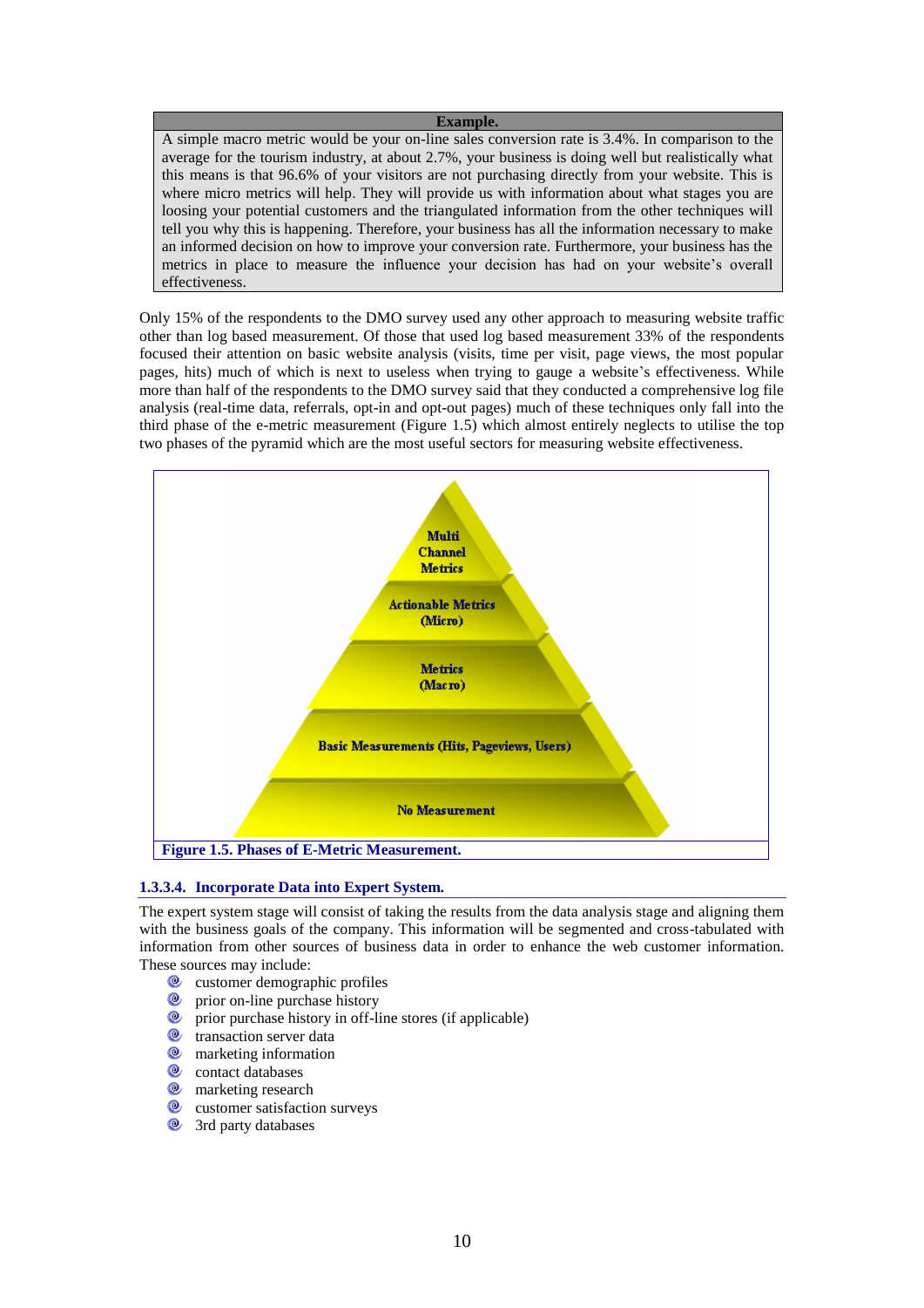| **Example.** |
| --- |
| A simple macro metric would be your on-line sales conversion rate is 3.4%. In comparison to the average for the tourism industry, at about 2.7%, your business is doing well but realistically what this means is that 96.6% of your visitors are not purchasing directly from your website. This is where micro metrics will help. They will provide us with information about what stages you are loosing your potential customers and the triangulated information from the other techniques will tell you why this is happening. Therefore, your business has all the information necessary to make an informed decision on how to improve your conversion rate. Furthermore, your business has the metrics in place to measure the influence your decision has had on your website's overall effectiveness. |

Only 15% of the respondents to the DMO survey used any other approach to measuring website traffic other than log based measurement. Of those that used log based measurement 33% of the respondents focused their attention on basic website analysis (visits, time per visit, page views, the most popular pages, hits) much of which is next to useless when trying to gauge a website's effectiveness. While more than half of the respondents to the DMO survey said that they conducted a comprehensive log file analysis (real-time data, referrals, opt-in and opt-out pages) much of these techniques only fall into the third phase of the e-metric measurement (Figure 1.5) which almost entirely neglects to utilise the top two phases of the pyramid which are the most useful sectors for measuring website effectiveness.

Multi Channel Metrics

Actionable Metrics (Micro)

Metrics (Macro)

Basic Measurements (Hits, Pageviews, Users)

No Measurement

**Figure 1.5. Phases of E-Metric Measurement.**

### 1.3.3.4. Incorporate Data into Expert System.

The expert system stage will consist of taking the results from the data analysis stage and aligning them with the business goals of the company. This information will be segmented and cross-tabulated with information from other sources of business data in order to enhance the web customer information. These sources may include:

- customer demographic profiles
- prior on-line purchase history
- prior purchase history in off-line stores (if applicable)
- transaction server data
- marketing information
- contact databases
- marketing research
- customer satisfaction surveys
- 3rd party databases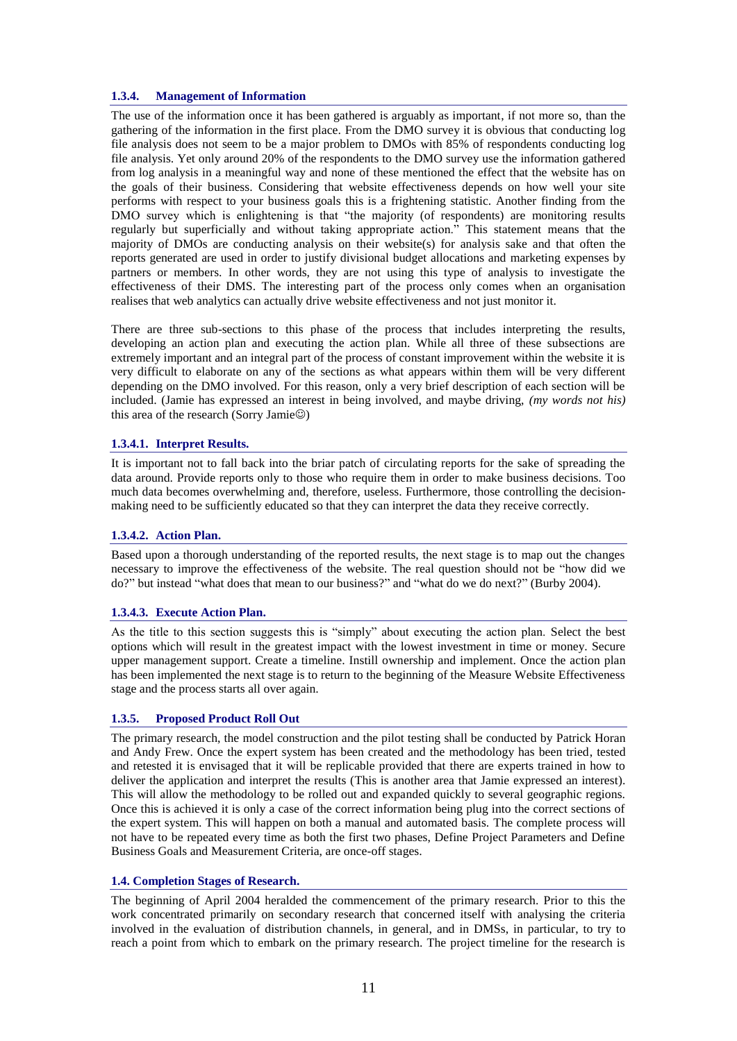### 1.3.4. Management of Information

The use of the information once it has been gathered is arguably as important, if not more so, than the gathering of the information in the first place. From the DMO survey it is obvious that conducting log file analysis does not seem to be a major problem to DMOs with 85% of respondents conducting log file analysis. Yet only around 20% of the respondents to the DMO survey use the information gathered from log analysis in a meaningful way and none of these mentioned the effect that the website has on the goals of their business. Considering that website effectiveness depends on how well your site performs with respect to your business goals this is a frightening statistic. Another finding from the DMO survey which is enlightening is that "the majority (of respondents) are monitoring results regularly but superficially and without taking appropriate action." This statement means that the majority of DMOs are conducting analysis on their website(s) for analysis sake and that often the reports generated are used in order to justify divisional budget allocations and marketing expenses by partners or members. In other words, they are not using this type of analysis to investigate the effectiveness of their DMS. The interesting part of the process only comes when an organisation realises that web analytics can actually drive website effectiveness and not just monitor it.

There are three sub-sections to this phase of the process that includes interpreting the results, developing an action plan and executing the action plan. While all three of these subsections are extremely important and an integral part of the process of constant improvement within the website it is very difficult to elaborate on any of the sections as what appears within them will be very different depending on the DMO involved. For this reason, only a very brief description of each section will be included. (Jamie has expressed an interest in being involved, and maybe driving, *(my words not his)* this area of the research (Sorry Jamie☺)

#### 1.3.4.1. Interpret Results.

It is important not to fall back into the briar patch of circulating reports for the sake of spreading the data around. Provide reports only to those who require them in order to make business decisions. Too much data becomes overwhelming and, therefore, useless. Furthermore, those controlling the decision-making need to be sufficiently educated so that they can interpret the data they receive correctly.

#### 1.3.4.2. Action Plan.

Based upon a thorough understanding of the reported results, the next stage is to map out the changes necessary to improve the effectiveness of the website. The real question should not be "how did we do?" but instead "what does that mean to our business?" and "what do we do next?" (Burby 2004).

#### 1.3.4.3. Execute Action Plan.

As the title to this section suggests this is "simply" about executing the action plan. Select the best options which will result in the greatest impact with the lowest investment in time or money. Secure upper management support. Create a timeline. Instill ownership and implement. Once the action plan has been implemented the next stage is to return to the beginning of the Measure Website Effectiveness stage and the process starts all over again.

### 1.3.5. Proposed Product Roll Out

The primary research, the model construction and the pilot testing shall be conducted by Patrick Horan and Andy Frew. Once the expert system has been created and the methodology has been tried, tested and retested it is envisaged that it will be replicable provided that there are experts trained in how to deliver the application and interpret the results (This is another area that Jamie expressed an interest). This will allow the methodology to be rolled out and expanded quickly to several geographic regions. Once this is achieved it is only a case of the correct information being plug into the correct sections of the expert system. This will happen on both a manual and automated basis. The complete process will not have to be repeated every time as both the first two phases, Define Project Parameters and Define Business Goals and Measurement Criteria, are once-off stages.

## 1.4. Completion Stages of Research.

The beginning of April 2004 heralded the commencement of the primary research. Prior to this the work concentrated primarily on secondary research that concerned itself with analysing the criteria involved in the evaluation of distribution channels, in general, and in DMSs, in particular, to try to reach a point from which to embark on the primary research. The project timeline for the research is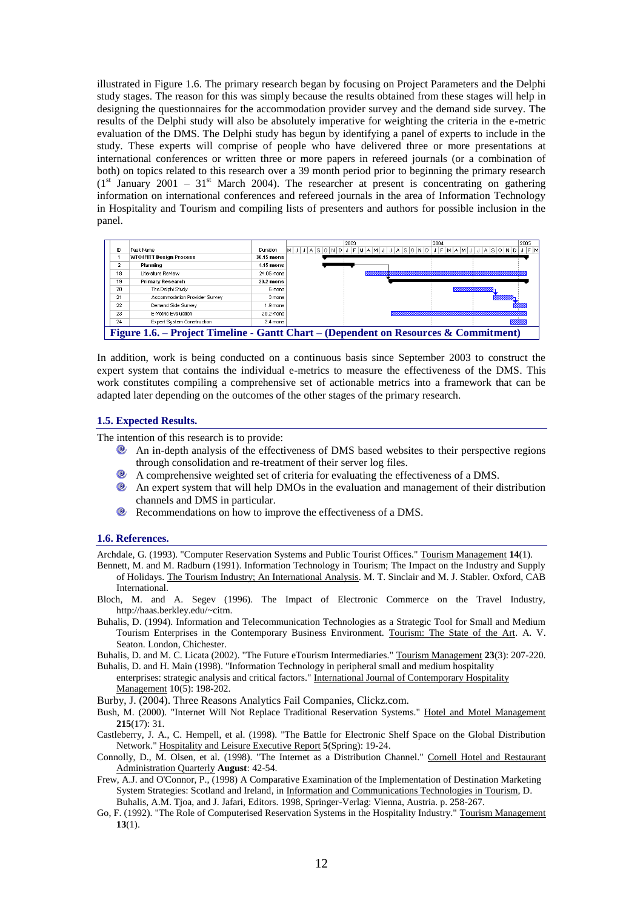illustrated in Figure 1.6. The primary research began by focusing on Project Parameters and the Delphi study stages. The reason for this was simply because the results obtained from these stages will help in designing the questionnaires for the accommodation provider survey and the demand side survey. The results of the Delphi study will also be absolutely imperative for weighting the criteria in the e-metric evaluation of the DMS. The Delphi study has begun by identifying a panel of experts to include in the study. These experts will comprise of people who have delivered three or more presentations at international conferences or written three or more papers in refereed journals (or a combination of both) on topics related to this research over a 39 month period prior to beginning the primary research (1st January 2001 – 31st March 2004). The researcher at present is concentrating on gathering information on international conferences and refereed journals in the area of Information Technology in Hospitality and Tourism and compiling lists of presenters and authors for possible inclusion in the panel.

| ID | Task Name | Duration |
|---|---|---|
| 1 | **WTO/IFITT Design Process** | **30.15 mons** |
| 2 | **Planning** | **4.15 mons** |
| 18 | Literature Review | 24.05 mons |
| 19 | **Primary Research** | **20.2 mons** |
| 20 | The Delphi Study | 6 mons |
| 21 | Accommodation Provider Survey | 3 mons |
| 22 | Demand Side Survey | 1.9 mons |
| 23 | E-Metric Evaluation | 20.2 mons |
| 24 | Expert System Construction | 2.4 mons |

**Figure 1.6. – Project Timeline - Gantt Chart – (Dependent on Resources & Commitment)**

In addition, work is being conducted on a continuous basis since September 2003 to construct the expert system that contains the individual e-metrics to measure the effectiveness of the DMS. This work constitutes compiling a comprehensive set of actionable metrics into a framework that can be adapted later depending on the outcomes of the other stages of the primary research.

### 1.5. Expected Results.

The intention of this research is to provide:

- An in-depth analysis of the effectiveness of DMS based websites to their perspective regions through consolidation and re-treatment of their server log files.
- A comprehensive weighted set of criteria for evaluating the effectiveness of a DMS.
- An expert system that will help DMOs in the evaluation and management of their distribution channels and DMS in particular.
- Recommendations on how to improve the effectiveness of a DMS.

### 1.6. References.

Archdale, G. (1993). "Computer Reservation Systems and Public Tourist Offices." Tourism Management **14**(1).

Bennett, M. and M. Radburn (1991). Information Technology in Tourism; The Impact on the Industry and Supply of Holidays. The Tourism Industry; An International Analysis. M. T. Sinclair and M. J. Stabler. Oxford, CAB International.

Bloch, M. and A. Segev (1996). The Impact of Electronic Commerce on the Travel Industry, http://haas.berkley.edu/~citm.

Buhalis, D. (1994). Information and Telecommunication Technologies as a Strategic Tool for Small and Medium Tourism Enterprises in the Contemporary Business Environment. Tourism: The State of the Art. A. V. Seaton. London, Chichester.

Buhalis, D. and M. C. Licata (2002). "The Future eTourism Intermediaries." Tourism Management **23**(3): 207-220.

Buhalis, D. and H. Main (1998). "Information Technology in peripheral small and medium hospitality enterprises: strategic analysis and critical factors." International Journal of Contemporary Hospitality Management 10(5): 198-202.

Burby, J. (2004). Three Reasons Analytics Fail Companies, Clickz.com.

Bush, M. (2000). "Internet Will Not Replace Traditional Reservation Systems." Hotel and Motel Management **215**(17): 31.

Castleberry, J. A., C. Hempell, et al. (1998). "The Battle for Electronic Shelf Space on the Global Distribution Network." Hospitality and Leisure Executive Report **5**(Spring): 19-24.

Connolly, D., M. Olsen, et al. (1998). "The Internet as a Distribution Channel." Cornell Hotel and Restaurant Administration Quarterly **August**: 42-54.

Frew, A.J. and O'Connor, P., (1998) A Comparative Examination of the Implementation of Destination Marketing System Strategies: Scotland and Ireland, in Information and Communications Technologies in Tourism, D. Buhalis, A.M. Tjoa, and J. Jafari, Editors. 1998, Springer-Verlag: Vienna, Austria. p. 258-267.

Go, F. (1992). "The Role of Computerised Reservation Systems in the Hospitality Industry." Tourism Management **13**(1).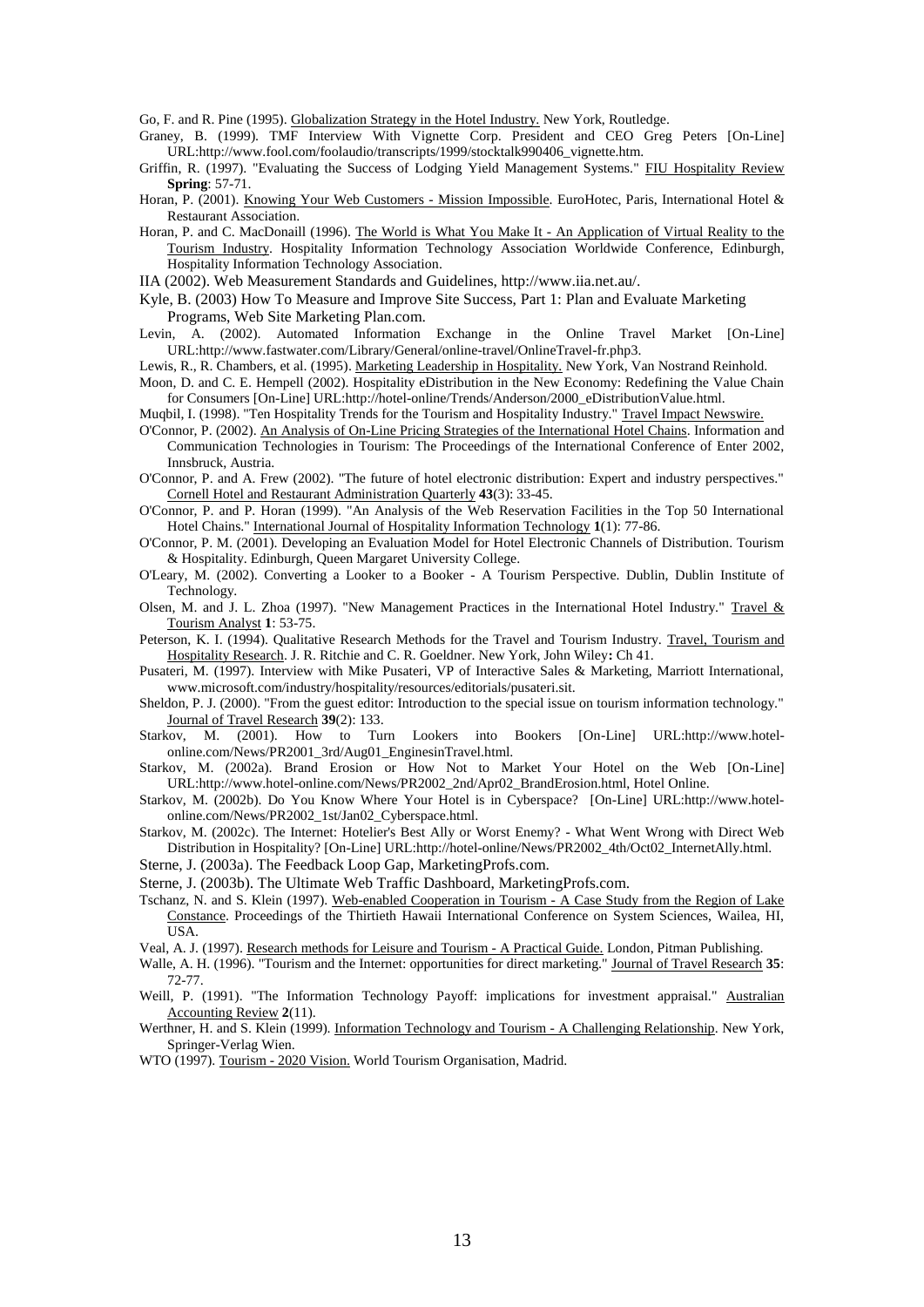Go, F. and R. Pine (1995). Globalization Strategy in the Hotel Industry. New York, Routledge.

Graney, B. (1999). TMF Interview With Vignette Corp. President and CEO Greg Peters [On-Line] URL:http://www.fool.com/foolaudio/transcripts/1999/stocktalk990406_vignette.htm.

Griffin, R. (1997). "Evaluating the Success of Lodging Yield Management Systems." FIU Hospitality Review **Spring**: 57-71.

Horan, P. (2001). Knowing Your Web Customers - Mission Impossible. EuroHotec, Paris, International Hotel & Restaurant Association.

Horan, P. and C. MacDonaill (1996). The World is What You Make It - An Application of Virtual Reality to the Tourism Industry. Hospitality Information Technology Association Worldwide Conference, Edinburgh, Hospitality Information Technology Association.

IIA (2002). Web Measurement Standards and Guidelines, http://www.iia.net.au/.

Kyle, B. (2003) How To Measure and Improve Site Success, Part 1: Plan and Evaluate Marketing Programs, Web Site Marketing Plan.com.

Levin, A. (2002). Automated Information Exchange in the Online Travel Market [On-Line] URL:http://www.fastwater.com/Library/General/online-travel/OnlineTravel-fr.php3.

Lewis, R., R. Chambers, et al. (1995). Marketing Leadership in Hospitality. New York, Van Nostrand Reinhold.

Moon, D. and C. E. Hempell (2002). Hospitality eDistribution in the New Economy: Redefining the Value Chain for Consumers [On-Line] URL:http://hotel-online/Trends/Anderson/2000_eDistributionValue.html.

Muqbil, I. (1998). "Ten Hospitality Trends for the Tourism and Hospitality Industry." Travel Impact Newswire.

O'Connor, P. (2002). An Analysis of On-Line Pricing Strategies of the International Hotel Chains. Information and Communication Technologies in Tourism: The Proceedings of the International Conference of Enter 2002, Innsbruck, Austria.

O'Connor, P. and A. Frew (2002). "The future of hotel electronic distribution: Expert and industry perspectives." Cornell Hotel and Restaurant Administration Quarterly **43**(3): 33-45.

O'Connor, P. and P. Horan (1999). "An Analysis of the Web Reservation Facilities in the Top 50 International Hotel Chains." International Journal of Hospitality Information Technology **1**(1): 77-86.

O'Connor, P. M. (2001). Developing an Evaluation Model for Hotel Electronic Channels of Distribution. Tourism & Hospitality. Edinburgh, Queen Margaret University College.

O'Leary, M. (2002). Converting a Looker to a Booker - A Tourism Perspective. Dublin, Dublin Institute of Technology.

Olsen, M. and J. L. Zhoa (1997). "New Management Practices in the International Hotel Industry." Travel & Tourism Analyst **1**: 53-75.

Peterson, K. I. (1994). Qualitative Research Methods for the Travel and Tourism Industry. Travel, Tourism and Hospitality Research. J. R. Ritchie and C. R. Goeldner. New York, John Wiley**:** Ch 41.

Pusateri, M. (1997). Interview with Mike Pusateri, VP of Interactive Sales & Marketing, Marriott International, www.microsoft.com/industry/hospitality/resources/editorials/pusateri.sit.

Sheldon, P. J. (2000). "From the guest editor: Introduction to the special issue on tourism information technology." Journal of Travel Research **39**(2): 133.

Starkov, M. (2001). How to Turn Lookers into Bookers [On-Line] URL:http://www.hotel-online.com/News/PR2001_3rd/Aug01_EnginesinTravel.html.

Starkov, M. (2002a). Brand Erosion or How Not to Market Your Hotel on the Web [On-Line] URL:http://www.hotel-online.com/News/PR2002_2nd/Apr02_BrandErosion.html, Hotel Online.

Starkov, M. (2002b). Do You Know Where Your Hotel is in Cyberspace? [On-Line] URL:http://www.hotel-online.com/News/PR2002_1st/Jan02_Cyberspace.html.

Starkov, M. (2002c). The Internet: Hotelier's Best Ally or Worst Enemy? - What Went Wrong with Direct Web Distribution in Hospitality? [On-Line] URL:http://hotel-online/News/PR2002_4th/Oct02_InternetAlly.html.

Sterne, J. (2003a). The Feedback Loop Gap, MarketingProfs.com.

Sterne, J. (2003b). The Ultimate Web Traffic Dashboard, MarketingProfs.com.

Tschanz, N. and S. Klein (1997). Web-enabled Cooperation in Tourism - A Case Study from the Region of Lake Constance. Proceedings of the Thirtieth Hawaii International Conference on System Sciences, Wailea, HI, USA.

Veal, A. J. (1997). Research methods for Leisure and Tourism - A Practical Guide. London, Pitman Publishing.

Walle, A. H. (1996). "Tourism and the Internet: opportunities for direct marketing." Journal of Travel Research **35**: 72-77.

Weill, P. (1991). "The Information Technology Payoff: implications for investment appraisal." Australian Accounting Review **2**(11).

Werthner, H. and S. Klein (1999). Information Technology and Tourism - A Challenging Relationship. New York, Springer-Verlag Wien.

WTO (1997). Tourism - 2020 Vision. World Tourism Organisation, Madrid.